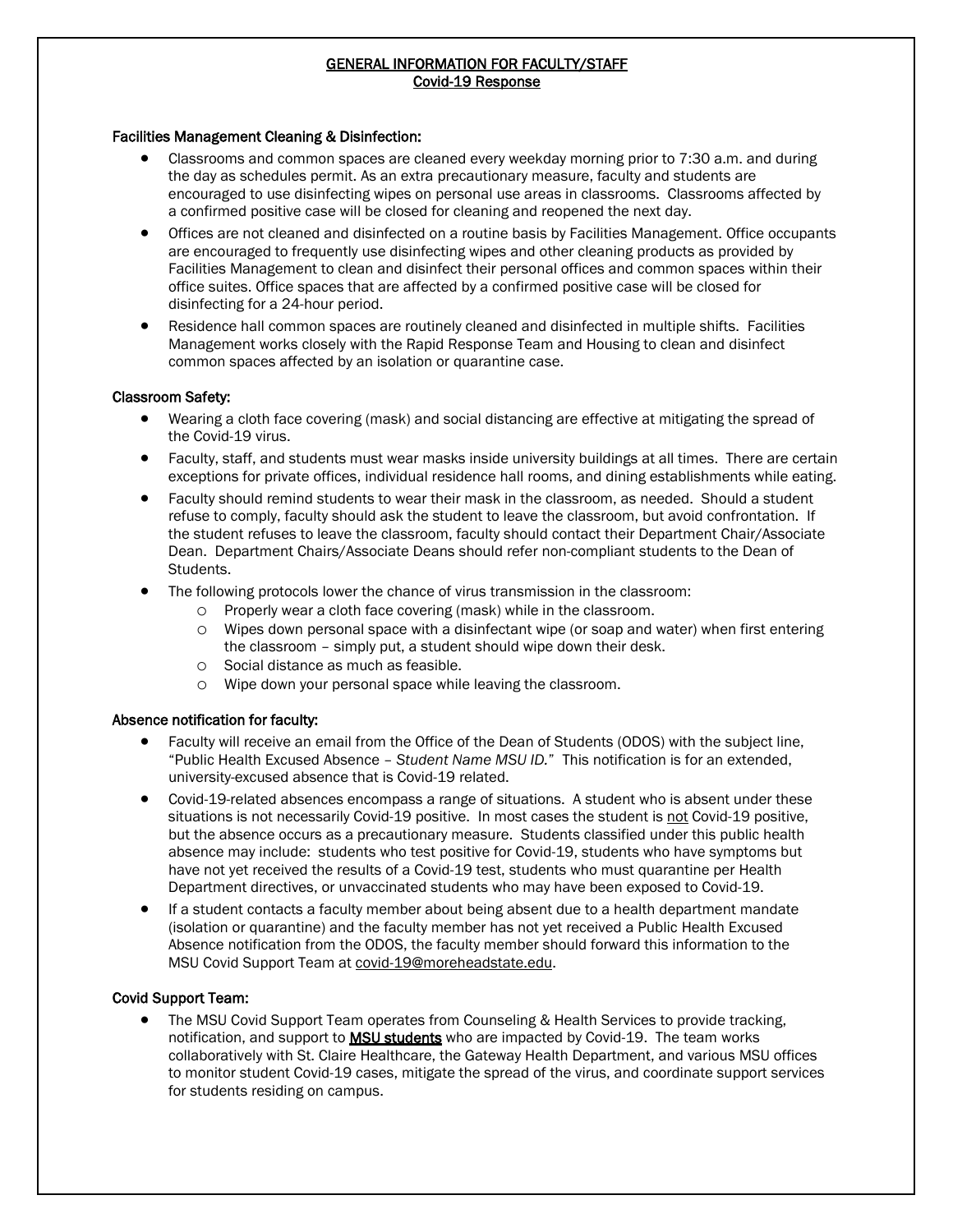# GENERAL INFORMATION FOR FACULTY/STAFF
## Covid-19 Response

### Facilities Management Cleaning & Disinfection:

- Classrooms and common spaces are cleaned every weekday morning prior to 7:30 a.m. and during the day as schedules permit. As an extra precautionary measure, faculty and students are encouraged to use disinfecting wipes on personal use areas in classrooms. Classrooms affected by a confirmed positive case will be closed for cleaning and reopened the next day.
- Offices are not cleaned and disinfected on a routine basis by Facilities Management. Office occupants are encouraged to frequently use disinfecting wipes and other cleaning products as provided by Facilities Management to clean and disinfect their personal offices and common spaces within their office suites. Office spaces that are affected by a confirmed positive case will be closed for disinfecting for a 24-hour period.
- Residence hall common spaces are routinely cleaned and disinfected in multiple shifts. Facilities Management works closely with the Rapid Response Team and Housing to clean and disinfect common spaces affected by an isolation or quarantine case.

### Classroom Safety:

- Wearing a cloth face covering (mask) and social distancing are effective at mitigating the spread of the Covid-19 virus.
- Faculty, staff, and students must wear masks inside university buildings at all times. There are certain exceptions for private offices, individual residence hall rooms, and dining establishments while eating.
- Faculty should remind students to wear their mask in the classroom, as needed. Should a student refuse to comply, faculty should ask the student to leave the classroom, but avoid confrontation. If the student refuses to leave the classroom, faculty should contact their Department Chair/Associate Dean. Department Chairs/Associate Deans should refer non-compliant students to the Dean of Students.
- The following protocols lower the chance of virus transmission in the classroom:
  - Properly wear a cloth face covering (mask) while in the classroom.
  - Wipes down personal space with a disinfectant wipe (or soap and water) when first entering the classroom – simply put, a student should wipe down their desk.
  - Social distance as much as feasible.
  - Wipe down your personal space while leaving the classroom.

### Absence notification for faculty:

- Faculty will receive an email from the Office of the Dean of Students (ODOS) with the subject line, "Public Health Excused Absence – *Student Name MSU ID.*" This notification is for an extended, university-excused absence that is Covid-19 related.
- Covid-19-related absences encompass a range of situations. A student who is absent under these situations is not necessarily Covid-19 positive. In most cases the student is <u>not</u> Covid-19 positive, but the absence occurs as a precautionary measure. Students classified under this public health absence may include: students who test positive for Covid-19, students who have symptoms but have not yet received the results of a Covid-19 test, students who must quarantine per Health Department directives, or unvaccinated students who may have been exposed to Covid-19.
- If a student contacts a faculty member about being absent due to a health department mandate (isolation or quarantine) and the faculty member has not yet received a Public Health Excused Absence notification from the ODOS, the faculty member should forward this information to the MSU Covid Support Team at covid-19@moreheadstate.edu.

### Covid Support Team:

- The MSU Covid Support Team operates from Counseling & Health Services to provide tracking, notification, and support to **MSU students** who are impacted by Covid-19. The team works collaboratively with St. Claire Healthcare, the Gateway Health Department, and various MSU offices to monitor student Covid-19 cases, mitigate the spread of the virus, and coordinate support services for students residing on campus.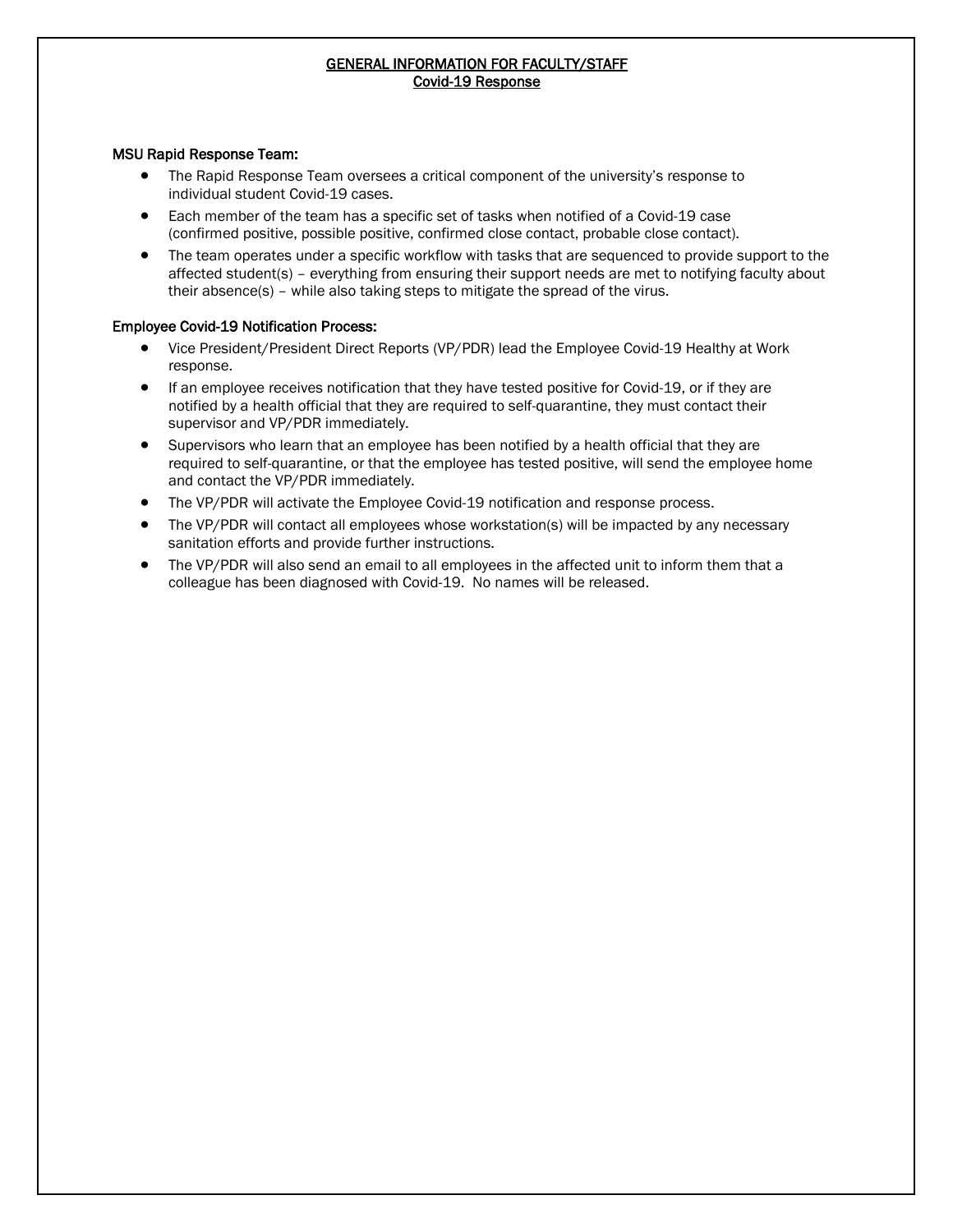# GENERAL INFORMATION FOR FACULTY/STAFF
## Covid-19 Response

### MSU Rapid Response Team:

- The Rapid Response Team oversees a critical component of the university's response to individual student Covid-19 cases.
- Each member of the team has a specific set of tasks when notified of a Covid-19 case (confirmed positive, possible positive, confirmed close contact, probable close contact).
- The team operates under a specific workflow with tasks that are sequenced to provide support to the affected student(s) – everything from ensuring their support needs are met to notifying faculty about their absence(s) – while also taking steps to mitigate the spread of the virus.

### Employee Covid-19 Notification Process:

- Vice President/President Direct Reports (VP/PDR) lead the Employee Covid-19 Healthy at Work response.
- If an employee receives notification that they have tested positive for Covid-19, or if they are notified by a health official that they are required to self-quarantine, they must contact their supervisor and VP/PDR immediately.
- Supervisors who learn that an employee has been notified by a health official that they are required to self-quarantine, or that the employee has tested positive, will send the employee home and contact the VP/PDR immediately.
- The VP/PDR will activate the Employee Covid-19 notification and response process.
- The VP/PDR will contact all employees whose workstation(s) will be impacted by any necessary sanitation efforts and provide further instructions.
- The VP/PDR will also send an email to all employees in the affected unit to inform them that a colleague has been diagnosed with Covid-19. No names will be released.